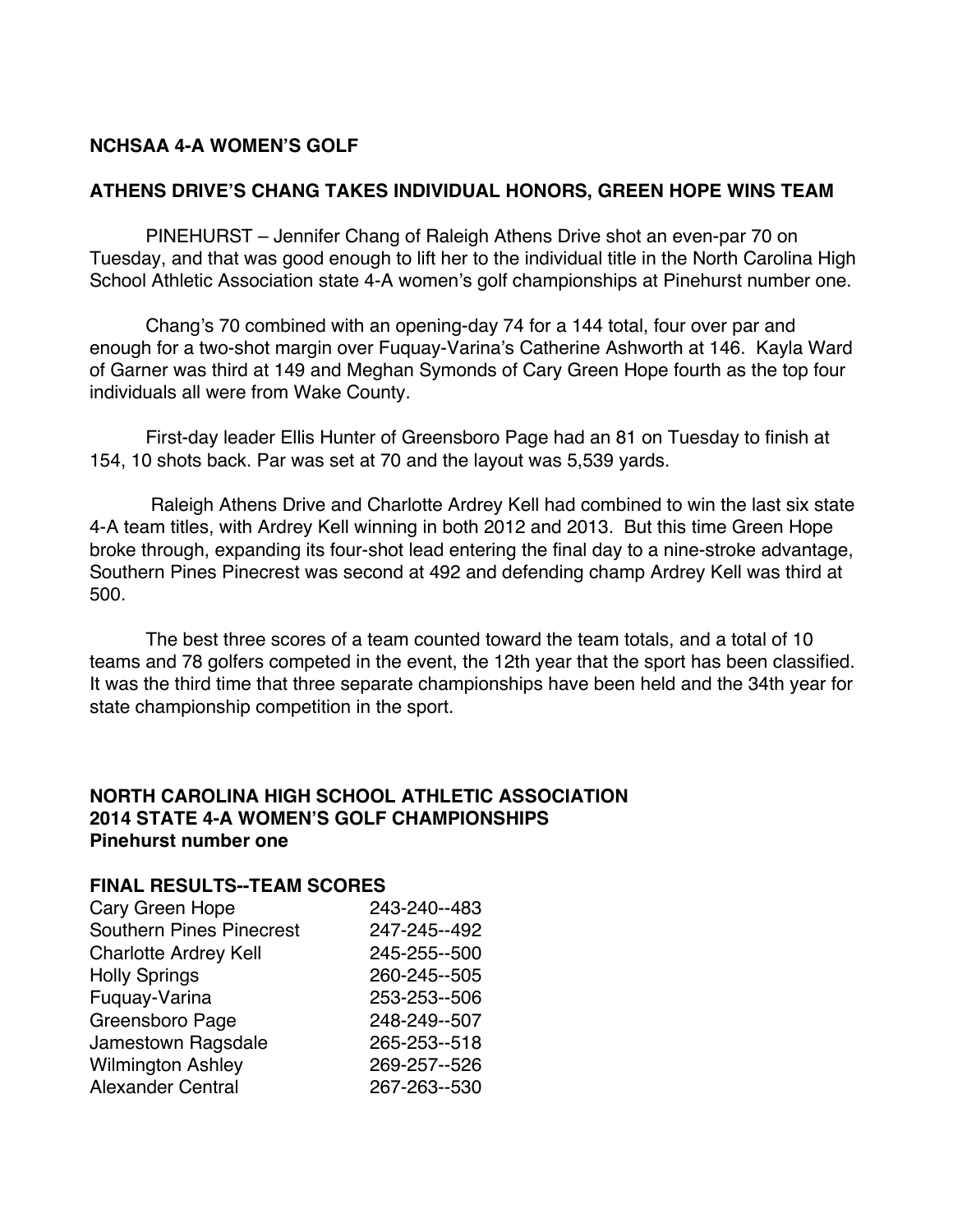**NCHSAA 4-A WOMEN'S GOLF**

**ATHENS DRIVE'S CHANG TAKES INDIVIDUAL HONORS, GREEN HOPE WINS TEAM**

PINEHURST – Jennifer Chang of Raleigh Athens Drive shot an even-par 70 on Tuesday, and that was good enough to lift her to the individual title in the North Carolina High School Athletic Association state 4-A women's golf championships at Pinehurst number one.

Chang's 70 combined with an opening-day 74 for a 144 total, four over par and enough for a two-shot margin over Fuquay-Varina's Catherine Ashworth at 146. Kayla Ward of Garner was third at 149 and Meghan Symonds of Cary Green Hope fourth as the top four individuals all were from Wake County.

First-day leader Ellis Hunter of Greensboro Page had an 81 on Tuesday to finish at 154, 10 shots back. Par was set at 70 and the layout was 5,539 yards.

Raleigh Athens Drive and Charlotte Ardrey Kell had combined to win the last six state 4-A team titles, with Ardrey Kell winning in both 2012 and 2013. But this time Green Hope broke through, expanding its four-shot lead entering the final day to a nine-stroke advantage, Southern Pines Pinecrest was second at 492 and defending champ Ardrey Kell was third at 500.

The best three scores of a team counted toward the team totals, and a total of 10 teams and 78 golfers competed in the event, the 12th year that the sport has been classified. It was the third time that three separate championships have been held and the 34th year for state championship competition in the sport.

**NORTH CAROLINA HIGH SCHOOL ATHLETIC ASSOCIATION**
**2014 STATE 4-A WOMEN'S GOLF CHAMPIONSHIPS**
**Pinehurst number one**

**FINAL RESULTS--TEAM SCORES**

| | |
|---|---|
| Cary Green Hope | 243-240--483 |
| Southern Pines Pinecrest | 247-245--492 |
| Charlotte Ardrey Kell | 245-255--500 |
| Holly Springs | 260-245--505 |
| Fuquay-Varina | 253-253--506 |
| Greensboro Page | 248-249--507 |
| Jamestown Ragsdale | 265-253--518 |
| Wilmington Ashley | 269-257--526 |
| Alexander Central | 267-263--530 |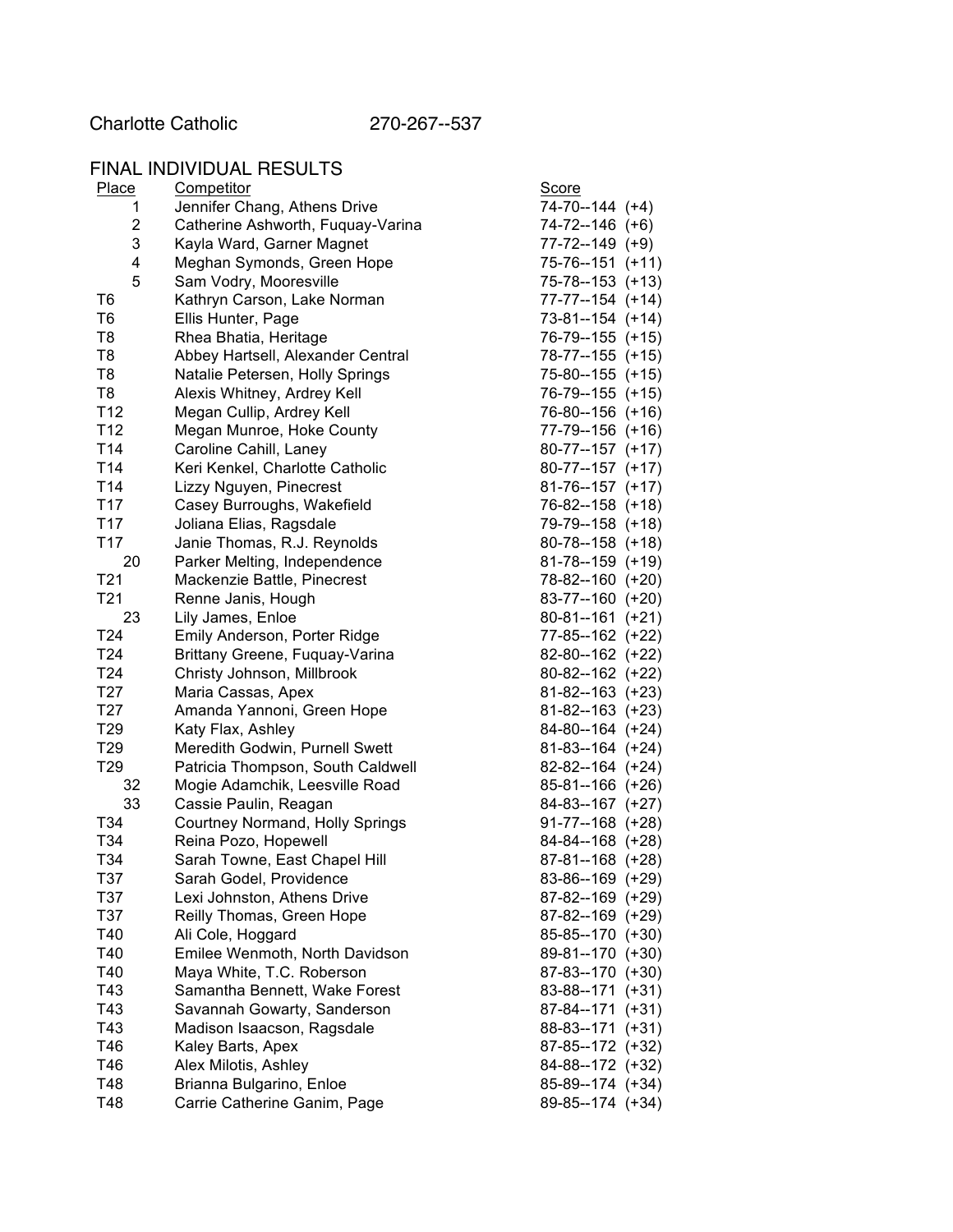Charlotte Catholic 270-267--537

## FINAL INDIVIDUAL RESULTS

| Place | Competitor | Score |
|---|---|---|
| 1 | Jennifer Chang, Athens Drive | 74-70--144 (+4) |
| 2 | Catherine Ashworth, Fuquay-Varina | 74-72--146 (+6) |
| 3 | Kayla Ward, Garner Magnet | 77-72--149 (+9) |
| 4 | Meghan Symonds, Green Hope | 75-76--151 (+11) |
| 5 | Sam Vodry, Mooresville | 75-78--153 (+13) |
| T6 | Kathryn Carson, Lake Norman | 77-77--154 (+14) |
| T6 | Ellis Hunter, Page | 73-81--154 (+14) |
| T8 | Rhea Bhatia, Heritage | 76-79--155 (+15) |
| T8 | Abbey Hartsell, Alexander Central | 78-77--155 (+15) |
| T8 | Natalie Petersen, Holly Springs | 75-80--155 (+15) |
| T8 | Alexis Whitney, Ardrey Kell | 76-79--155 (+15) |
| T12 | Megan Cullip, Ardrey Kell | 76-80--156 (+16) |
| T12 | Megan Munroe, Hoke County | 77-79--156 (+16) |
| T14 | Caroline Cahill, Laney | 80-77--157 (+17) |
| T14 | Keri Kenkel, Charlotte Catholic | 80-77--157 (+17) |
| T14 | Lizzy Nguyen, Pinecrest | 81-76--157 (+17) |
| T17 | Casey Burroughs, Wakefield | 76-82--158 (+18) |
| T17 | Joliana Elias, Ragsdale | 79-79--158 (+18) |
| T17 | Janie Thomas, R.J. Reynolds | 80-78--158 (+18) |
| 20 | Parker Melting, Independence | 81-78--159 (+19) |
| T21 | Mackenzie Battle, Pinecrest | 78-82--160 (+20) |
| T21 | Renne Janis, Hough | 83-77--160 (+20) |
| 23 | Lily James, Enloe | 80-81--161 (+21) |
| T24 | Emily Anderson, Porter Ridge | 77-85--162 (+22) |
| T24 | Brittany Greene, Fuquay-Varina | 82-80--162 (+22) |
| T24 | Christy Johnson, Millbrook | 80-82--162 (+22) |
| T27 | Maria Cassas, Apex | 81-82--163 (+23) |
| T27 | Amanda Yannoni, Green Hope | 81-82--163 (+23) |
| T29 | Katy Flax, Ashley | 84-80--164 (+24) |
| T29 | Meredith Godwin, Purnell Swett | 81-83--164 (+24) |
| T29 | Patricia Thompson, South Caldwell | 82-82--164 (+24) |
| 32 | Mogie Adamchik, Leesville Road | 85-81--166 (+26) |
| 33 | Cassie Paulin, Reagan | 84-83--167 (+27) |
| T34 | Courtney Normand, Holly Springs | 91-77--168 (+28) |
| T34 | Reina Pozo, Hopewell | 84-84--168 (+28) |
| T34 | Sarah Towne, East Chapel Hill | 87-81--168 (+28) |
| T37 | Sarah Godel, Providence | 83-86--169 (+29) |
| T37 | Lexi Johnston, Athens Drive | 87-82--169 (+29) |
| T37 | Reilly Thomas, Green Hope | 87-82--169 (+29) |
| T40 | Ali Cole, Hoggard | 85-85--170 (+30) |
| T40 | Emilee Wenmoth, North Davidson | 89-81--170 (+30) |
| T40 | Maya White, T.C. Roberson | 87-83--170 (+30) |
| T43 | Samantha Bennett, Wake Forest | 83-88--171 (+31) |
| T43 | Savannah Gowarty, Sanderson | 87-84--171 (+31) |
| T43 | Madison Isaacson, Ragsdale | 88-83--171 (+31) |
| T46 | Kaley Barts, Apex | 87-85--172 (+32) |
| T46 | Alex Milotis, Ashley | 84-88--172 (+32) |
| T48 | Brianna Bulgarino, Enloe | 85-89--174 (+34) |
| T48 | Carrie Catherine Ganim, Page | 89-85--174 (+34) |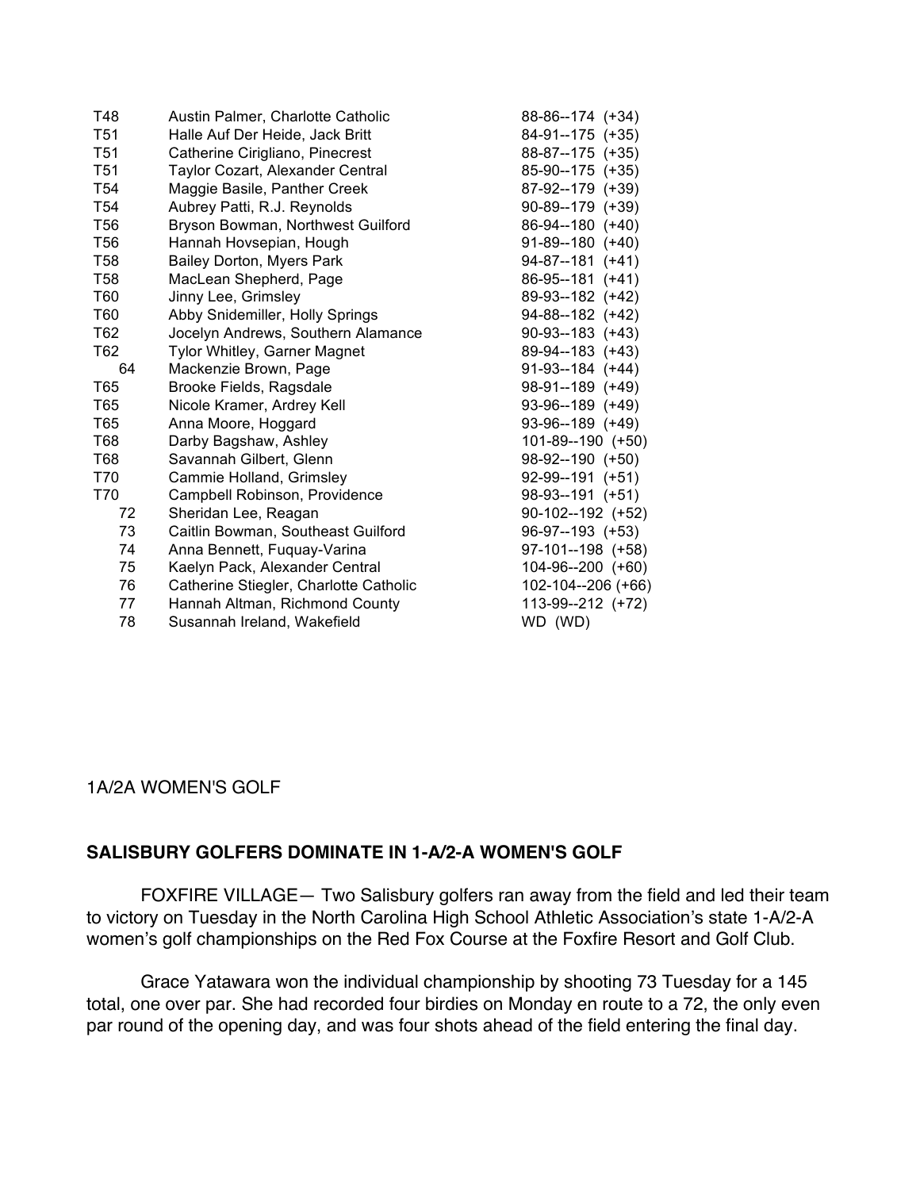| | | |
|---|---|---|
| T48 | Austin Palmer, Charlotte Catholic | 88-86--174 (+34) |
| T51 | Halle Auf Der Heide, Jack Britt | 84-91--175 (+35) |
| T51 | Catherine Cirigliano, Pinecrest | 88-87--175 (+35) |
| T51 | Taylor Cozart, Alexander Central | 85-90--175 (+35) |
| T54 | Maggie Basile, Panther Creek | 87-92--179 (+39) |
| T54 | Aubrey Patti, R.J. Reynolds | 90-89--179 (+39) |
| T56 | Bryson Bowman, Northwest Guilford | 86-94--180 (+40) |
| T56 | Hannah Hovsepian, Hough | 91-89--180 (+40) |
| T58 | Bailey Dorton, Myers Park | 94-87--181 (+41) |
| T58 | MacLean Shepherd, Page | 86-95--181 (+41) |
| T60 | Jinny Lee, Grimsley | 89-93--182 (+42) |
| T60 | Abby Snidemiller, Holly Springs | 94-88--182 (+42) |
| T62 | Jocelyn Andrews, Southern Alamance | 90-93--183 (+43) |
| T62 | Tylor Whitley, Garner Magnet | 89-94--183 (+43) |
| 64 | Mackenzie Brown, Page | 91-93--184 (+44) |
| T65 | Brooke Fields, Ragsdale | 98-91--189 (+49) |
| T65 | Nicole Kramer, Ardrey Kell | 93-96--189 (+49) |
| T65 | Anna Moore, Hoggard | 93-96--189 (+49) |
| T68 | Darby Bagshaw, Ashley | 101-89--190 (+50) |
| T68 | Savannah Gilbert, Glenn | 98-92--190 (+50) |
| T70 | Cammie Holland, Grimsley | 92-99--191 (+51) |
| T70 | Campbell Robinson, Providence | 98-93--191 (+51) |
| 72 | Sheridan Lee, Reagan | 90-102--192 (+52) |
| 73 | Caitlin Bowman, Southeast Guilford | 96-97--193 (+53) |
| 74 | Anna Bennett, Fuquay-Varina | 97-101--198 (+58) |
| 75 | Kaelyn Pack, Alexander Central | 104-96--200 (+60) |
| 76 | Catherine Stiegler, Charlotte Catholic | 102-104--206 (+66) |
| 77 | Hannah Altman, Richmond County | 113-99--212 (+72) |
| 78 | Susannah Ireland, Wakefield | WD (WD) |

1A/2A WOMEN'S GOLF

**SALISBURY GOLFERS DOMINATE IN 1-A/2-A WOMEN'S GOLF**

FOXFIRE VILLAGE— Two Salisbury golfers ran away from the field and led their team to victory on Tuesday in the North Carolina High School Athletic Association's state 1-A/2-A women's golf championships on the Red Fox Course at the Foxfire Resort and Golf Club.

Grace Yatawara won the individual championship by shooting 73 Tuesday for a 145 total, one over par. She had recorded four birdies on Monday en route to a 72, the only even par round of the opening day, and was four shots ahead of the field entering the final day.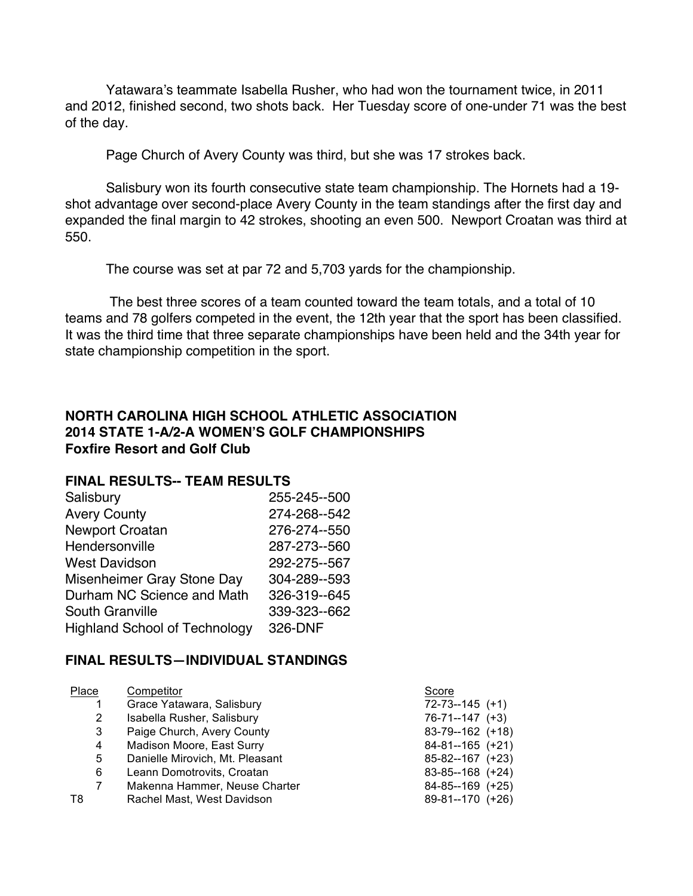Yatawara's teammate Isabella Rusher, who had won the tournament twice, in 2011 and 2012, finished second, two shots back. Her Tuesday score of one-under 71 was the best of the day.

Page Church of Avery County was third, but she was 17 strokes back.

Salisbury won its fourth consecutive state team championship. The Hornets had a 19-shot advantage over second-place Avery County in the team standings after the first day and expanded the final margin to 42 strokes, shooting an even 500. Newport Croatan was third at 550.

The course was set at par 72 and 5,703 yards for the championship.

The best three scores of a team counted toward the team totals, and a total of 10 teams and 78 golfers competed in the event, the 12th year that the sport has been classified. It was the third time that three separate championships have been held and the 34th year for state championship competition in the sport.

**NORTH CAROLINA HIGH SCHOOL ATHLETIC ASSOCIATION**
**2014 STATE 1-A/2-A WOMEN'S GOLF CHAMPIONSHIPS**
**Foxfire Resort and Golf Club**

## FINAL RESULTS-- TEAM RESULTS

| Team | Score |
|---|---|
| Salisbury | 255-245--500 |
| Avery County | 274-268--542 |
| Newport Croatan | 276-274--550 |
| Hendersonville | 287-273--560 |
| West Davidson | 292-275--567 |
| Misenheimer Gray Stone Day | 304-289--593 |
| Durham NC Science and Math | 326-319--645 |
| South Granville | 339-323--662 |
| Highland School of Technology | 326-DNF |

## FINAL RESULTS—INDIVIDUAL STANDINGS

| Place | Competitor | Score |
|---|---|---|
| 1 | Grace Yatawara, Salisbury | 72-73--145 (+1) |
| 2 | Isabella Rusher, Salisbury | 76-71--147 (+3) |
| 3 | Paige Church, Avery County | 83-79--162 (+18) |
| 4 | Madison Moore, East Surry | 84-81--165 (+21) |
| 5 | Danielle Mirovich, Mt. Pleasant | 85-82--167 (+23) |
| 6 | Leann Domotrovits, Croatan | 83-85--168 (+24) |
| 7 | Makenna Hammer, Neuse Charter | 84-85--169 (+25) |
| T8 | Rachel Mast, West Davidson | 89-81--170 (+26) |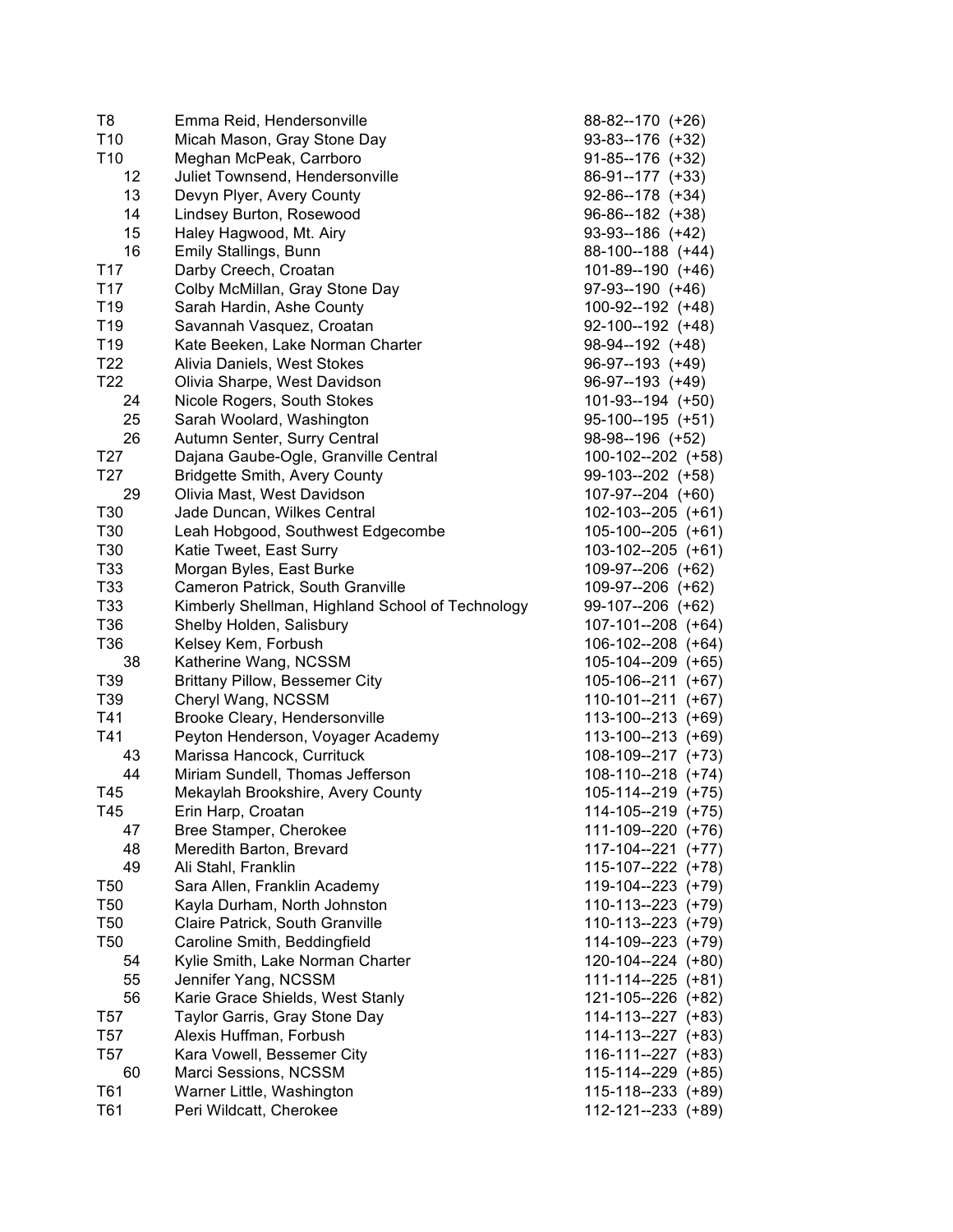| | | |
|---|---|---|
| T8 | Emma Reid, Hendersonville | 88-82--170 (+26) |
| T10 | Micah Mason, Gray Stone Day | 93-83--176 (+32) |
| T10 | Meghan McPeak, Carrboro | 91-85--176 (+32) |
| 12 | Juliet Townsend, Hendersonville | 86-91--177 (+33) |
| 13 | Devyn Plyer, Avery County | 92-86--178 (+34) |
| 14 | Lindsey Burton, Rosewood | 96-86--182 (+38) |
| 15 | Haley Hagwood, Mt. Airy | 93-93--186 (+42) |
| 16 | Emily Stallings, Bunn | 88-100--188 (+44) |
| T17 | Darby Creech, Croatan | 101-89--190 (+46) |
| T17 | Colby McMillan, Gray Stone Day | 97-93--190 (+46) |
| T19 | Sarah Hardin, Ashe County | 100-92--192 (+48) |
| T19 | Savannah Vasquez, Croatan | 92-100--192 (+48) |
| T19 | Kate Beeken, Lake Norman Charter | 98-94--192 (+48) |
| T22 | Alivia Daniels, West Stokes | 96-97--193 (+49) |
| T22 | Olivia Sharpe, West Davidson | 96-97--193 (+49) |
| 24 | Nicole Rogers, South Stokes | 101-93--194 (+50) |
| 25 | Sarah Woolard, Washington | 95-100--195 (+51) |
| 26 | Autumn Senter, Surry Central | 98-98--196 (+52) |
| T27 | Dajana Gaube-Ogle, Granville Central | 100-102--202 (+58) |
| T27 | Bridgette Smith, Avery County | 99-103--202 (+58) |
| 29 | Olivia Mast, West Davidson | 107-97--204 (+60) |
| T30 | Jade Duncan, Wilkes Central | 102-103--205 (+61) |
| T30 | Leah Hobgood, Southwest Edgecombe | 105-100--205 (+61) |
| T30 | Katie Tweet, East Surry | 103-102--205 (+61) |
| T33 | Morgan Byles, East Burke | 109-97--206 (+62) |
| T33 | Cameron Patrick, South Granville | 109-97--206 (+62) |
| T33 | Kimberly Shellman, Highland School of Technology | 99-107--206 (+62) |
| T36 | Shelby Holden, Salisbury | 107-101--208 (+64) |
| T36 | Kelsey Kem, Forbush | 106-102--208 (+64) |
| 38 | Katherine Wang, NCSSM | 105-104--209 (+65) |
| T39 | Brittany Pillow, Bessemer City | 105-106--211 (+67) |
| T39 | Cheryl Wang, NCSSM | 110-101--211 (+67) |
| T41 | Brooke Cleary, Hendersonville | 113-100--213 (+69) |
| T41 | Peyton Henderson, Voyager Academy | 113-100--213 (+69) |
| 43 | Marissa Hancock, Currituck | 108-109--217 (+73) |
| 44 | Miriam Sundell, Thomas Jefferson | 108-110--218 (+74) |
| T45 | Mekaylah Brookshire, Avery County | 105-114--219 (+75) |
| T45 | Erin Harp, Croatan | 114-105--219 (+75) |
| 47 | Bree Stamper, Cherokee | 111-109--220 (+76) |
| 48 | Meredith Barton, Brevard | 117-104--221 (+77) |
| 49 | Ali Stahl, Franklin | 115-107--222 (+78) |
| T50 | Sara Allen, Franklin Academy | 119-104--223 (+79) |
| T50 | Kayla Durham, North Johnston | 110-113--223 (+79) |
| T50 | Claire Patrick, South Granville | 110-113--223 (+79) |
| T50 | Caroline Smith, Beddingfield | 114-109--223 (+79) |
| 54 | Kylie Smith, Lake Norman Charter | 120-104--224 (+80) |
| 55 | Jennifer Yang, NCSSM | 111-114--225 (+81) |
| 56 | Karie Grace Shields, West Stanly | 121-105--226 (+82) |
| T57 | Taylor Garris, Gray Stone Day | 114-113--227 (+83) |
| T57 | Alexis Huffman, Forbush | 114-113--227 (+83) |
| T57 | Kara Vowell, Bessemer City | 116-111--227 (+83) |
| 60 | Marci Sessions, NCSSM | 115-114--229 (+85) |
| T61 | Warner Little, Washington | 115-118--233 (+89) |
| T61 | Peri Wildcatt, Cherokee | 112-121--233 (+89) |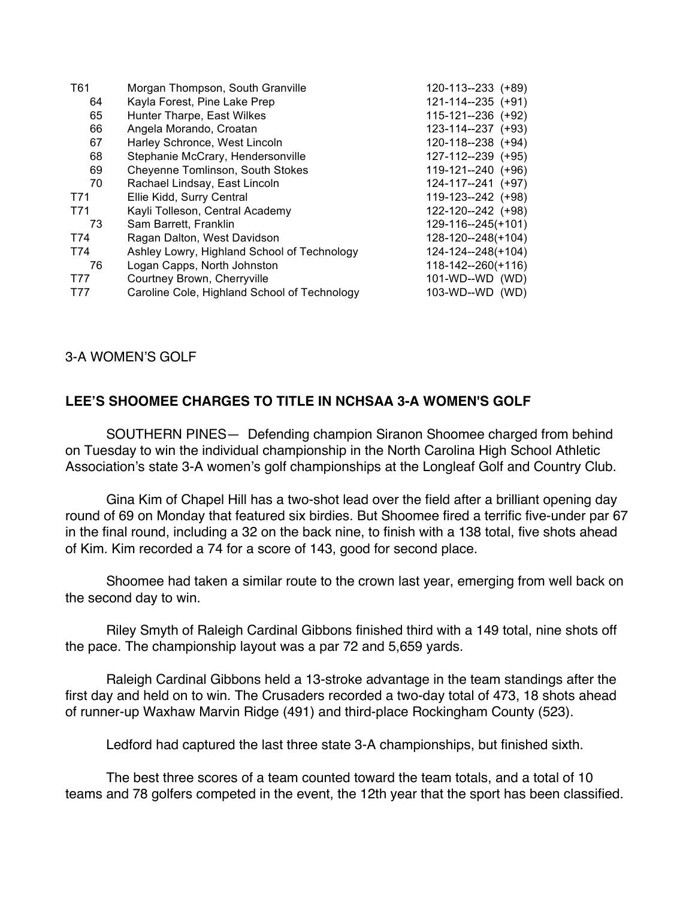| | | |
|---|---|---|
| T61 | Morgan Thompson, South Granville | 120-113--233 (+89) |
| 64 | Kayla Forest, Pine Lake Prep | 121-114--235 (+91) |
| 65 | Hunter Tharpe, East Wilkes | 115-121--236 (+92) |
| 66 | Angela Morando, Croatan | 123-114--237 (+93) |
| 67 | Harley Schronce, West Lincoln | 120-118--238 (+94) |
| 68 | Stephanie McCrary, Hendersonville | 127-112--239 (+95) |
| 69 | Cheyenne Tomlinson, South Stokes | 119-121--240 (+96) |
| 70 | Rachael Lindsay, East Lincoln | 124-117--241 (+97) |
| T71 | Ellie Kidd, Surry Central | 119-123--242 (+98) |
| T71 | Kayli Tolleson, Central Academy | 122-120--242 (+98) |
| 73 | Sam Barrett, Franklin | 129-116--245(+101) |
| T74 | Ragan Dalton, West Davidson | 128-120--248(+104) |
| T74 | Ashley Lowry, Highland School of Technology | 124-124--248(+104) |
| 76 | Logan Capps, North Johnston | 118-142--260(+116) |
| T77 | Courtney Brown, Cherryville | 101-WD--WD (WD) |
| T77 | Caroline Cole, Highland School of Technology | 103-WD--WD (WD) |

3-A WOMEN'S GOLF

**LEE'S SHOOMEE CHARGES TO TITLE IN NCHSAA 3-A WOMEN'S GOLF**

SOUTHERN PINES— Defending champion Siranon Shoomee charged from behind on Tuesday to win the individual championship in the North Carolina High School Athletic Association's state 3-A women's golf championships at the Longleaf Golf and Country Club.

Gina Kim of Chapel Hill has a two-shot lead over the field after a brilliant opening day round of 69 on Monday that featured six birdies. But Shoomee fired a terrific five-under par 67 in the final round, including a 32 on the back nine, to finish with a 138 total, five shots ahead of Kim. Kim recorded a 74 for a score of 143, good for second place.

Shoomee had taken a similar route to the crown last year, emerging from well back on the second day to win.

Riley Smyth of Raleigh Cardinal Gibbons finished third with a 149 total, nine shots off the pace. The championship layout was a par 72 and 5,659 yards.

Raleigh Cardinal Gibbons held a 13-stroke advantage in the team standings after the first day and held on to win. The Crusaders recorded a two-day total of 473, 18 shots ahead of runner-up Waxhaw Marvin Ridge (491) and third-place Rockingham County (523).

Ledford had captured the last three state 3-A championships, but finished sixth.

The best three scores of a team counted toward the team totals, and a total of 10 teams and 78 golfers competed in the event, the 12th year that the sport has been classified.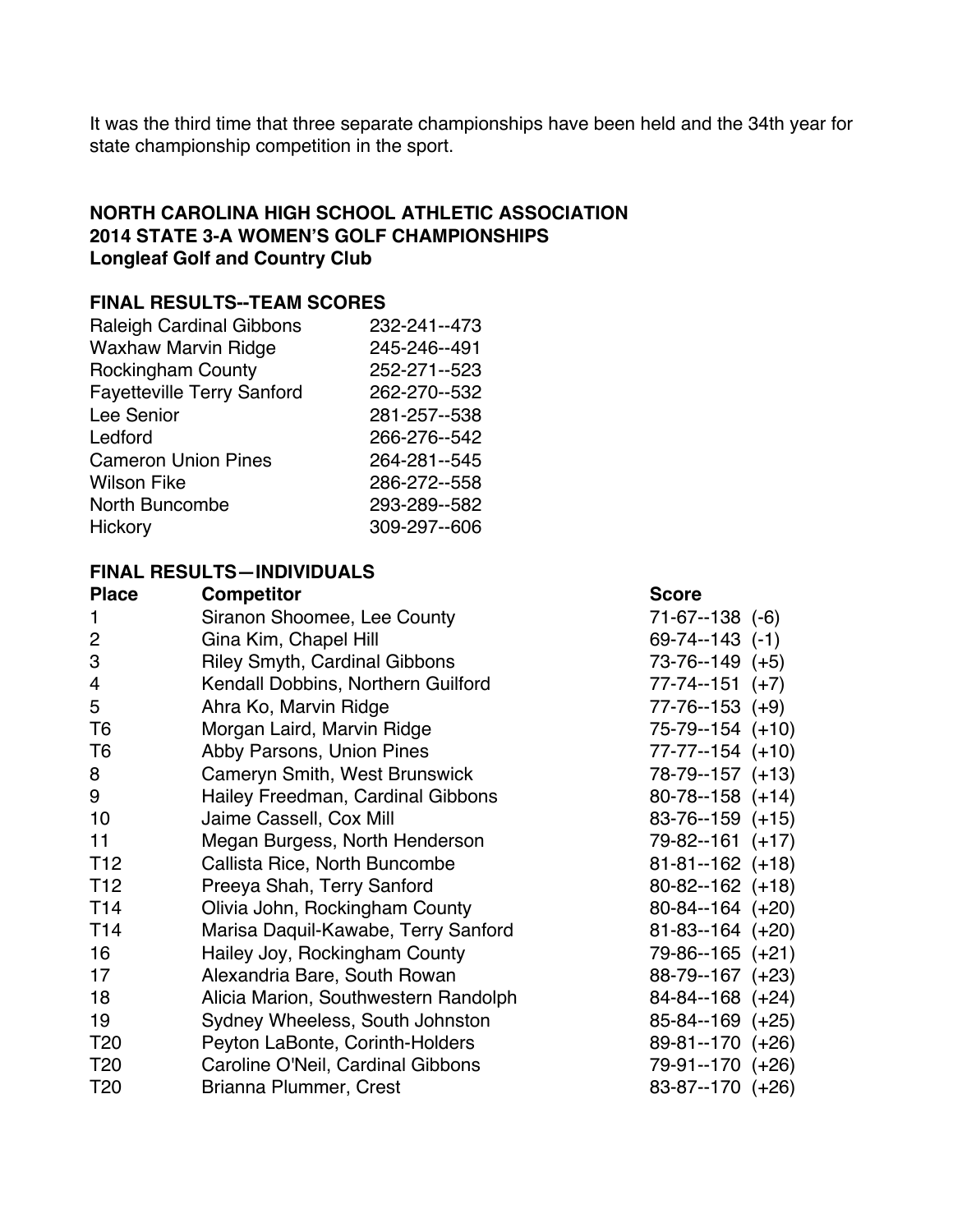It was the third time that three separate championships have been held and the 34th year for state championship competition in the sport.

**NORTH CAROLINA HIGH SCHOOL ATHLETIC ASSOCIATION**
**2014 STATE 3-A WOMEN'S GOLF CHAMPIONSHIPS**
**Longleaf Golf and Country Club**

**FINAL RESULTS--TEAM SCORES**

| Team | Score |
|---|---|
| Raleigh Cardinal Gibbons | 232-241--473 |
| Waxhaw Marvin Ridge | 245-246--491 |
| Rockingham County | 252-271--523 |
| Fayetteville Terry Sanford | 262-270--532 |
| Lee Senior | 281-257--538 |
| Ledford | 266-276--542 |
| Cameron Union Pines | 264-281--545 |
| Wilson Fike | 286-272--558 |
| North Buncombe | 293-289--582 |
| Hickory | 309-297--606 |

**FINAL RESULTS—INDIVIDUALS**

| Place | Competitor | Score |
|---|---|---|
| 1 | Siranon Shoomee, Lee County | 71-67--138 (-6) |
| 2 | Gina Kim, Chapel Hill | 69-74--143 (-1) |
| 3 | Riley Smyth, Cardinal Gibbons | 73-76--149 (+5) |
| 4 | Kendall Dobbins, Northern Guilford | 77-74--151 (+7) |
| 5 | Ahra Ko, Marvin Ridge | 77-76--153 (+9) |
| T6 | Morgan Laird, Marvin Ridge | 75-79--154 (+10) |
| T6 | Abby Parsons, Union Pines | 77-77--154 (+10) |
| 8 | Cameryn Smith, West Brunswick | 78-79--157 (+13) |
| 9 | Hailey Freedman, Cardinal Gibbons | 80-78--158 (+14) |
| 10 | Jaime Cassell, Cox Mill | 83-76--159 (+15) |
| 11 | Megan Burgess, North Henderson | 79-82--161 (+17) |
| T12 | Callista Rice, North Buncombe | 81-81--162 (+18) |
| T12 | Preeya Shah, Terry Sanford | 80-82--162 (+18) |
| T14 | Olivia John, Rockingham County | 80-84--164 (+20) |
| T14 | Marisa Daquil-Kawabe, Terry Sanford | 81-83--164 (+20) |
| 16 | Hailey Joy, Rockingham County | 79-86--165 (+21) |
| 17 | Alexandria Bare, South Rowan | 88-79--167 (+23) |
| 18 | Alicia Marion, Southwestern Randolph | 84-84--168 (+24) |
| 19 | Sydney Wheeless, South Johnston | 85-84--169 (+25) |
| T20 | Peyton LaBonte, Corinth-Holders | 89-81--170 (+26) |
| T20 | Caroline O'Neil, Cardinal Gibbons | 79-91--170 (+26) |
| T20 | Brianna Plummer, Crest | 83-87--170 (+26) |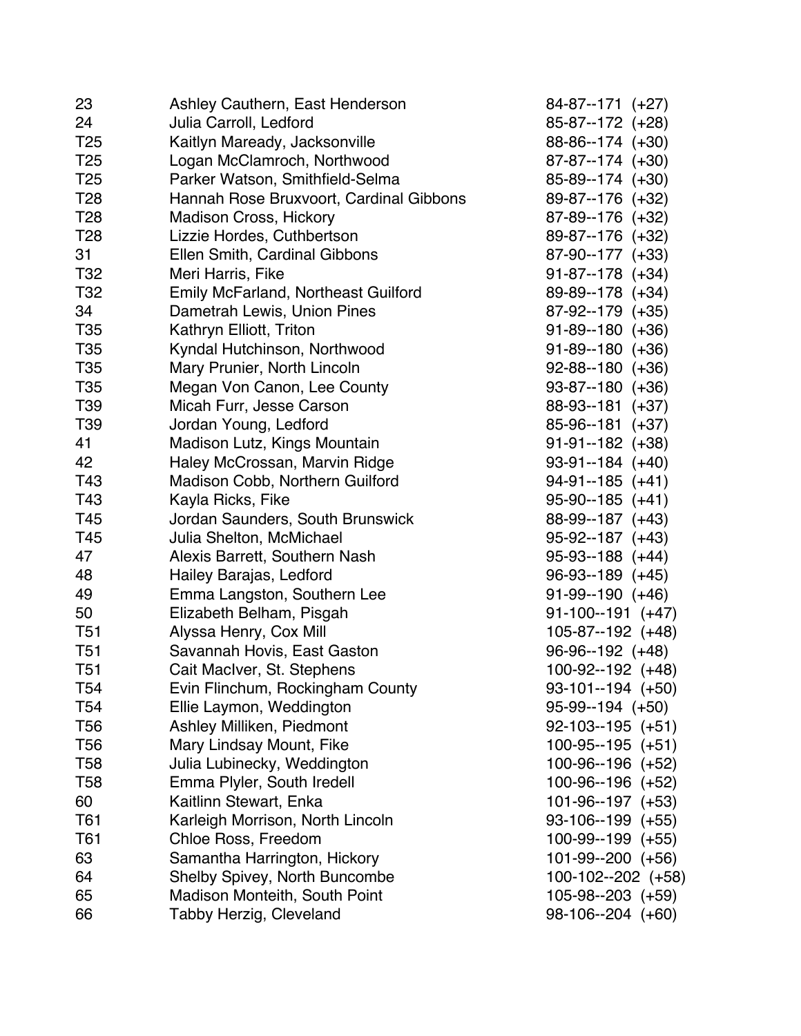| | | |
|---|---|---|
| 23 | Ashley Cauthern, East Henderson | 84-87--171 (+27) |
| 24 | Julia Carroll, Ledford | 85-87--172 (+28) |
| T25 | Kaitlyn Maready, Jacksonville | 88-86--174 (+30) |
| T25 | Logan McClamroch, Northwood | 87-87--174 (+30) |
| T25 | Parker Watson, Smithfield-Selma | 85-89--174 (+30) |
| T28 | Hannah Rose Bruxvoort, Cardinal Gibbons | 89-87--176 (+32) |
| T28 | Madison Cross, Hickory | 87-89--176 (+32) |
| T28 | Lizzie Hordes, Cuthbertson | 89-87--176 (+32) |
| 31 | Ellen Smith, Cardinal Gibbons | 87-90--177 (+33) |
| T32 | Meri Harris, Fike | 91-87--178 (+34) |
| T32 | Emily McFarland, Northeast Guilford | 89-89--178 (+34) |
| 34 | Dametrah Lewis, Union Pines | 87-92--179 (+35) |
| T35 | Kathryn Elliott, Triton | 91-89--180 (+36) |
| T35 | Kyndal Hutchinson, Northwood | 91-89--180 (+36) |
| T35 | Mary Prunier, North Lincoln | 92-88--180 (+36) |
| T35 | Megan Von Canon, Lee County | 93-87--180 (+36) |
| T39 | Micah Furr, Jesse Carson | 88-93--181 (+37) |
| T39 | Jordan Young, Ledford | 85-96--181 (+37) |
| 41 | Madison Lutz, Kings Mountain | 91-91--182 (+38) |
| 42 | Haley McCrossan, Marvin Ridge | 93-91--184 (+40) |
| T43 | Madison Cobb, Northern Guilford | 94-91--185 (+41) |
| T43 | Kayla Ricks, Fike | 95-90--185 (+41) |
| T45 | Jordan Saunders, South Brunswick | 88-99--187 (+43) |
| T45 | Julia Shelton, McMichael | 95-92--187 (+43) |
| 47 | Alexis Barrett, Southern Nash | 95-93--188 (+44) |
| 48 | Hailey Barajas, Ledford | 96-93--189 (+45) |
| 49 | Emma Langston, Southern Lee | 91-99--190 (+46) |
| 50 | Elizabeth Belham, Pisgah | 91-100--191 (+47) |
| T51 | Alyssa Henry, Cox Mill | 105-87--192 (+48) |
| T51 | Savannah Hovis, East Gaston | 96-96--192 (+48) |
| T51 | Cait MacIver, St. Stephens | 100-92--192 (+48) |
| T54 | Evin Flinchum, Rockingham County | 93-101--194 (+50) |
| T54 | Ellie Laymon, Weddington | 95-99--194 (+50) |
| T56 | Ashley Milliken, Piedmont | 92-103--195 (+51) |
| T56 | Mary Lindsay Mount, Fike | 100-95--195 (+51) |
| T58 | Julia Lubinecky, Weddington | 100-96--196 (+52) |
| T58 | Emma Plyler, South Iredell | 100-96--196 (+52) |
| 60 | Kaitlinn Stewart, Enka | 101-96--197 (+53) |
| T61 | Karleigh Morrison, North Lincoln | 93-106--199 (+55) |
| T61 | Chloe Ross, Freedom | 100-99--199 (+55) |
| 63 | Samantha Harrington, Hickory | 101-99--200 (+56) |
| 64 | Shelby Spivey, North Buncombe | 100-102--202 (+58) |
| 65 | Madison Monteith, South Point | 105-98--203 (+59) |
| 66 | Tabby Herzig, Cleveland | 98-106--204 (+60) |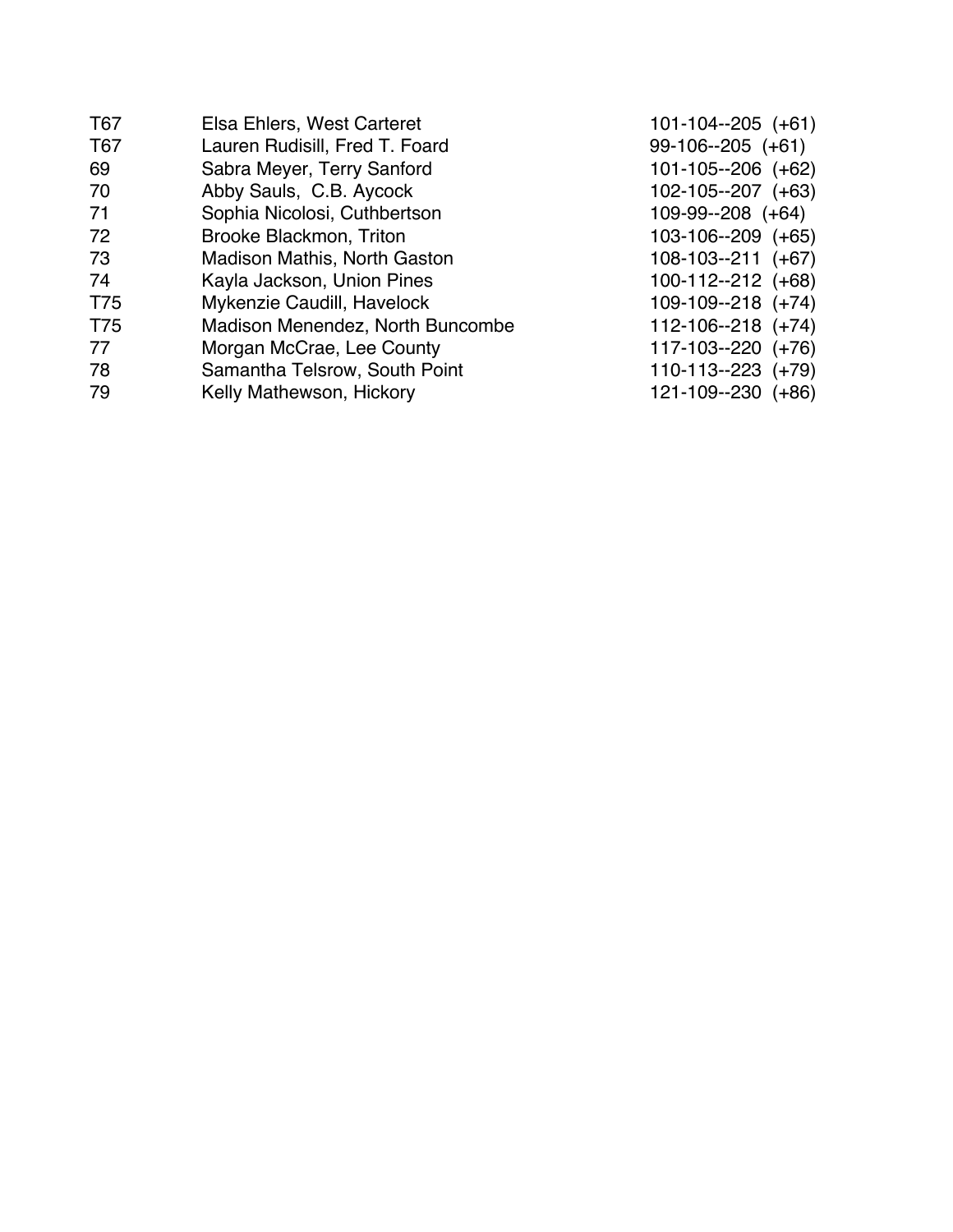| | | |
|---|---|---|
| T67 | Elsa Ehlers, West Carteret | 101-104--205 (+61) |
| T67 | Lauren Rudisill, Fred T. Foard | 99-106--205 (+61) |
| 69 | Sabra Meyer, Terry Sanford | 101-105--206 (+62) |
| 70 | Abby Sauls, C.B. Aycock | 102-105--207 (+63) |
| 71 | Sophia Nicolosi, Cuthbertson | 109-99--208 (+64) |
| 72 | Brooke Blackmon, Triton | 103-106--209 (+65) |
| 73 | Madison Mathis, North Gaston | 108-103--211 (+67) |
| 74 | Kayla Jackson, Union Pines | 100-112--212 (+68) |
| T75 | Mykenzie Caudill, Havelock | 109-109--218 (+74) |
| T75 | Madison Menendez, North Buncombe | 112-106--218 (+74) |
| 77 | Morgan McCrae, Lee County | 117-103--220 (+76) |
| 78 | Samantha Telsrow, South Point | 110-113--223 (+79) |
| 79 | Kelly Mathewson, Hickory | 121-109--230 (+86) |